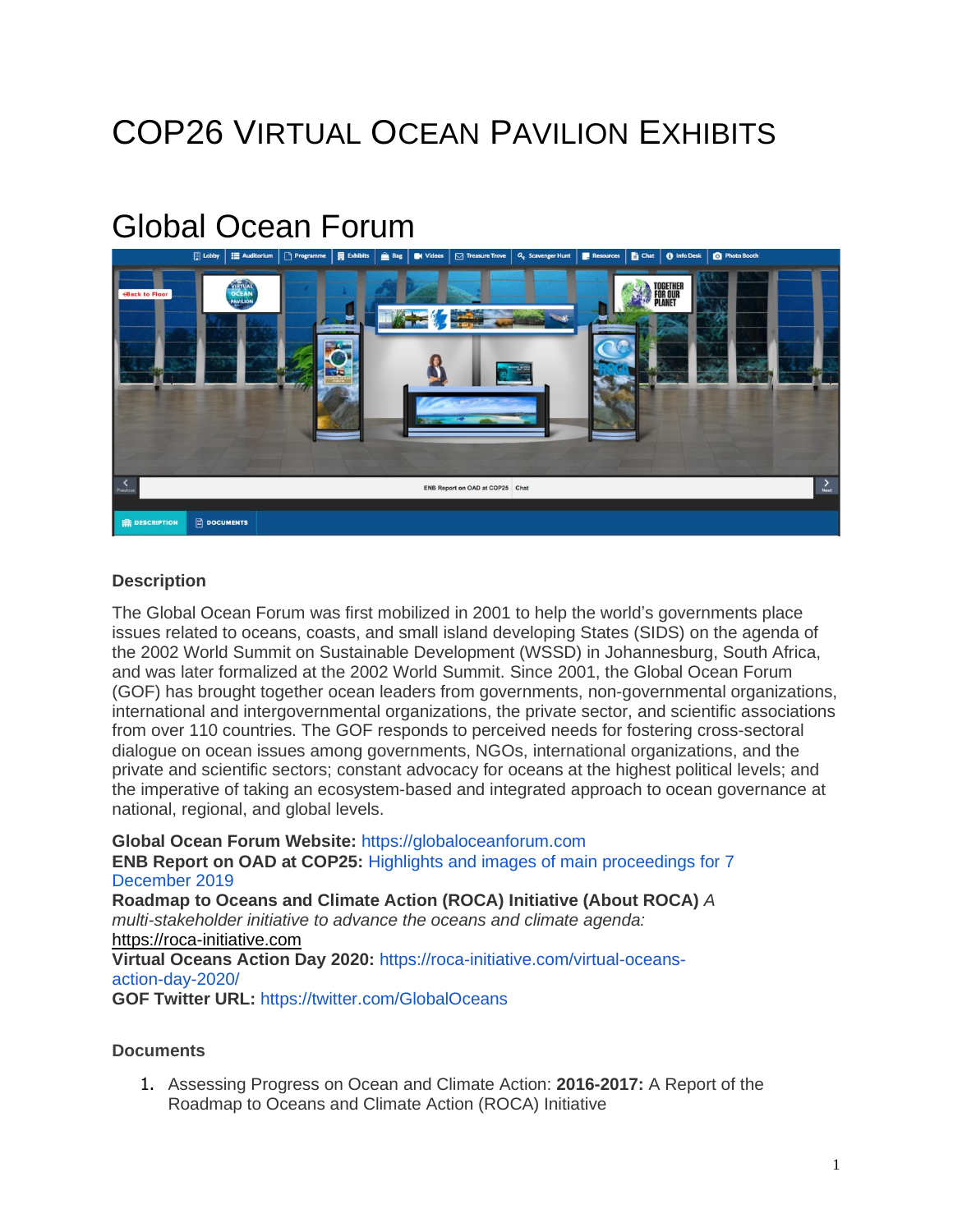# COP26 Virtual Ocean Pavilion Exhibits

## Global Ocean Forum

### Description

The Global Ocean Forum was first mobilized in 2001 to help the world's governments place issues related to oceans, coasts, and small island developing States (SIDS) on the agenda of the 2002 World Summit on Sustainable Development (WSSD) in Johannesburg, South Africa, and was later formalized at the 2002 World Summit. Since 2001, the Global Ocean Forum (GOF) has brought together ocean leaders from governments, non-governmental organizations, international and intergovernmental organizations, the private sector, and scientific associations from over 110 countries. The GOF responds to perceived needs for fostering cross-sectoral dialogue on ocean issues among governments, NGOs, international organizations, and the private and scientific sectors; constant advocacy for oceans at the highest political levels; and the imperative of taking an ecosystem-based and integrated approach to ocean governance at national, regional, and global levels.

**Global Ocean Forum Website:** https://globaloceanforum.com
**ENB Report on OAD at COP25:** Highlights and images of main proceedings for 7 December 2019
**Roadmap to Oceans and Climate Action (ROCA) Initiative (About ROCA)** *A multi-stakeholder initiative to advance the oceans and climate agenda:* https://roca-initiative.com
**Virtual Oceans Action Day 2020:** https://roca-initiative.com/virtual-oceans-action-day-2020/
**GOF Twitter URL:** https://twitter.com/GlobalOceans

### Documents

1. Assessing Progress on Ocean and Climate Action: **2016-2017:** A Report of the Roadmap to Oceans and Climate Action (ROCA) Initiative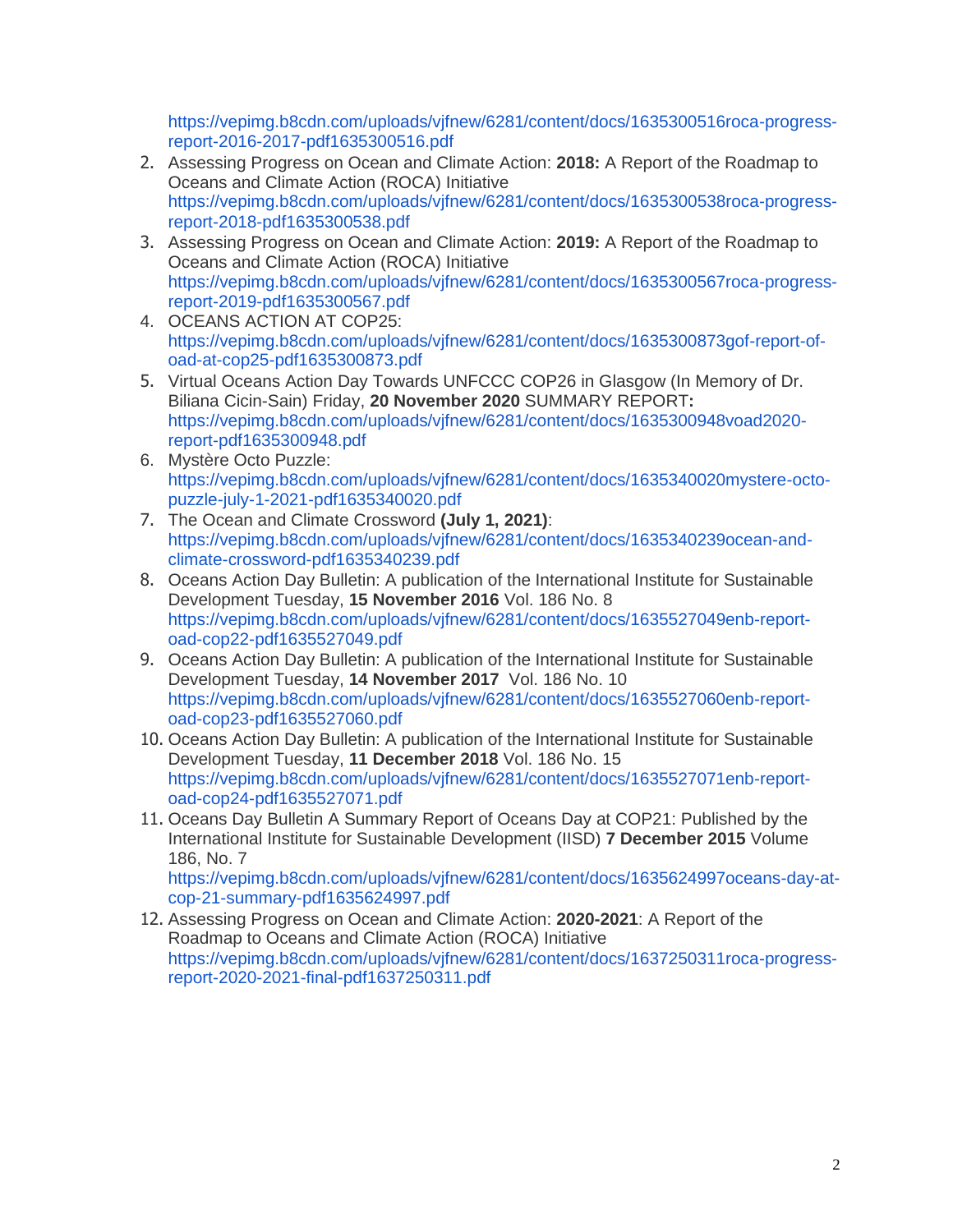https://vepimg.b8cdn.com/uploads/vjfnew/6281/content/docs/1635300516roca-progress-report-2016-2017-pdf1635300516.pdf

2. Assessing Progress on Ocean and Climate Action: **2018:** A Report of the Roadmap to Oceans and Climate Action (ROCA) Initiative
   https://vepimg.b8cdn.com/uploads/vjfnew/6281/content/docs/1635300538roca-progress-report-2018-pdf1635300538.pdf
3. Assessing Progress on Ocean and Climate Action: **2019:** A Report of the Roadmap to Oceans and Climate Action (ROCA) Initiative
   https://vepimg.b8cdn.com/uploads/vjfnew/6281/content/docs/1635300567roca-progress-report-2019-pdf1635300567.pdf
4. OCEANS ACTION AT COP25:
   https://vepimg.b8cdn.com/uploads/vjfnew/6281/content/docs/1635300873gof-report-of-oad-at-cop25-pdf1635300873.pdf
5. Virtual Oceans Action Day Towards UNFCCC COP26 in Glasgow (In Memory of Dr. Biliana Cicin-Sain) Friday, **20 November 2020** SUMMARY REPORT**:**
   https://vepimg.b8cdn.com/uploads/vjfnew/6281/content/docs/1635300948voad2020-report-pdf1635300948.pdf
6. Mystère Octo Puzzle:
   https://vepimg.b8cdn.com/uploads/vjfnew/6281/content/docs/1635340020mystere-octo-puzzle-july-1-2021-pdf1635340020.pdf
7. The Ocean and Climate Crossword **(July 1, 2021)**:
   https://vepimg.b8cdn.com/uploads/vjfnew/6281/content/docs/1635340239ocean-and-climate-crossword-pdf1635340239.pdf
8. Oceans Action Day Bulletin: A publication of the International Institute for Sustainable Development Tuesday, **15 November 2016** Vol. 186 No. 8
   https://vepimg.b8cdn.com/uploads/vjfnew/6281/content/docs/1635527049enb-report-oad-cop22-pdf1635527049.pdf
9. Oceans Action Day Bulletin: A publication of the International Institute for Sustainable Development Tuesday, **14 November 2017** Vol. 186 No. 10
   https://vepimg.b8cdn.com/uploads/vjfnew/6281/content/docs/1635527060enb-report-oad-cop23-pdf1635527060.pdf
10. Oceans Action Day Bulletin: A publication of the International Institute for Sustainable Development Tuesday, **11 December 2018** Vol. 186 No. 15
    https://vepimg.b8cdn.com/uploads/vjfnew/6281/content/docs/1635527071enb-report-oad-cop24-pdf1635527071.pdf
11. Oceans Day Bulletin A Summary Report of Oceans Day at COP21: Published by the International Institute for Sustainable Development (IISD) **7 December 2015** Volume 186, No. 7
    https://vepimg.b8cdn.com/uploads/vjfnew/6281/content/docs/1635624997oceans-day-at-cop-21-summary-pdf1635624997.pdf
12. Assessing Progress on Ocean and Climate Action: **2020-2021**: A Report of the Roadmap to Oceans and Climate Action (ROCA) Initiative
    https://vepimg.b8cdn.com/uploads/vjfnew/6281/content/docs/1637250311roca-progress-report-2020-2021-final-pdf1637250311.pdf